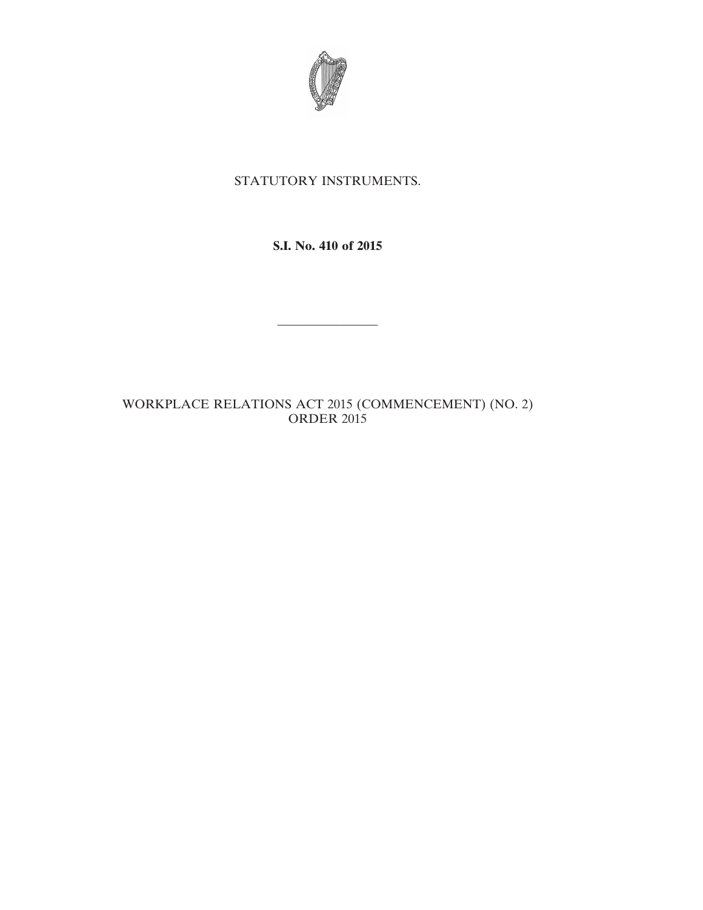STATUTORY INSTRUMENTS.

**S.I. No. 410 of 2015**

---

WORKPLACE RELATIONS ACT 2015 (COMMENCEMENT) (NO. 2) ORDER 2015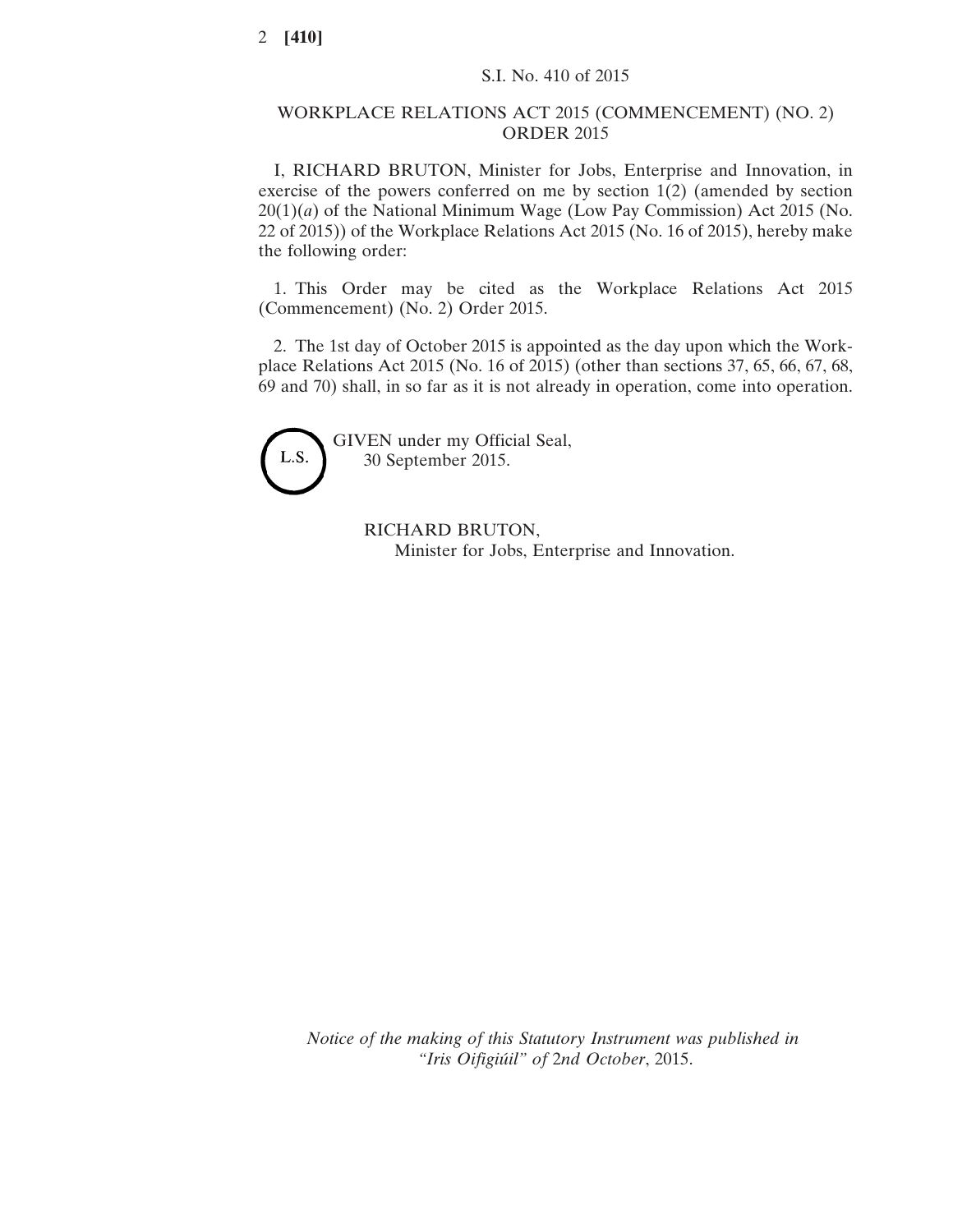S.I. No. 410 of 2015

# WORKPLACE RELATIONS ACT 2015 (COMMENCEMENT) (NO. 2) ORDER 2015

I, RICHARD BRUTON, Minister for Jobs, Enterprise and Innovation, in exercise of the powers conferred on me by section 1(2) (amended by section 20(1)(*a*) of the National Minimum Wage (Low Pay Commission) Act 2015 (No. 22 of 2015)) of the Workplace Relations Act 2015 (No. 16 of 2015), hereby make the following order:

1. This Order may be cited as the Workplace Relations Act 2015 (Commencement) (No. 2) Order 2015.

2. The 1st day of October 2015 is appointed as the day upon which the Workplace Relations Act 2015 (No. 16 of 2015) (other than sections 37, 65, 66, 67, 68, 69 and 70) shall, in so far as it is not already in operation, come into operation.

L.S.

GIVEN under my Official Seal,
30 September 2015.

RICHARD BRUTON,
Minister for Jobs, Enterprise and Innovation.

*Notice of the making of this Statutory Instrument was published in "Iris Oifigiúil" of* 2*nd October*, 2015.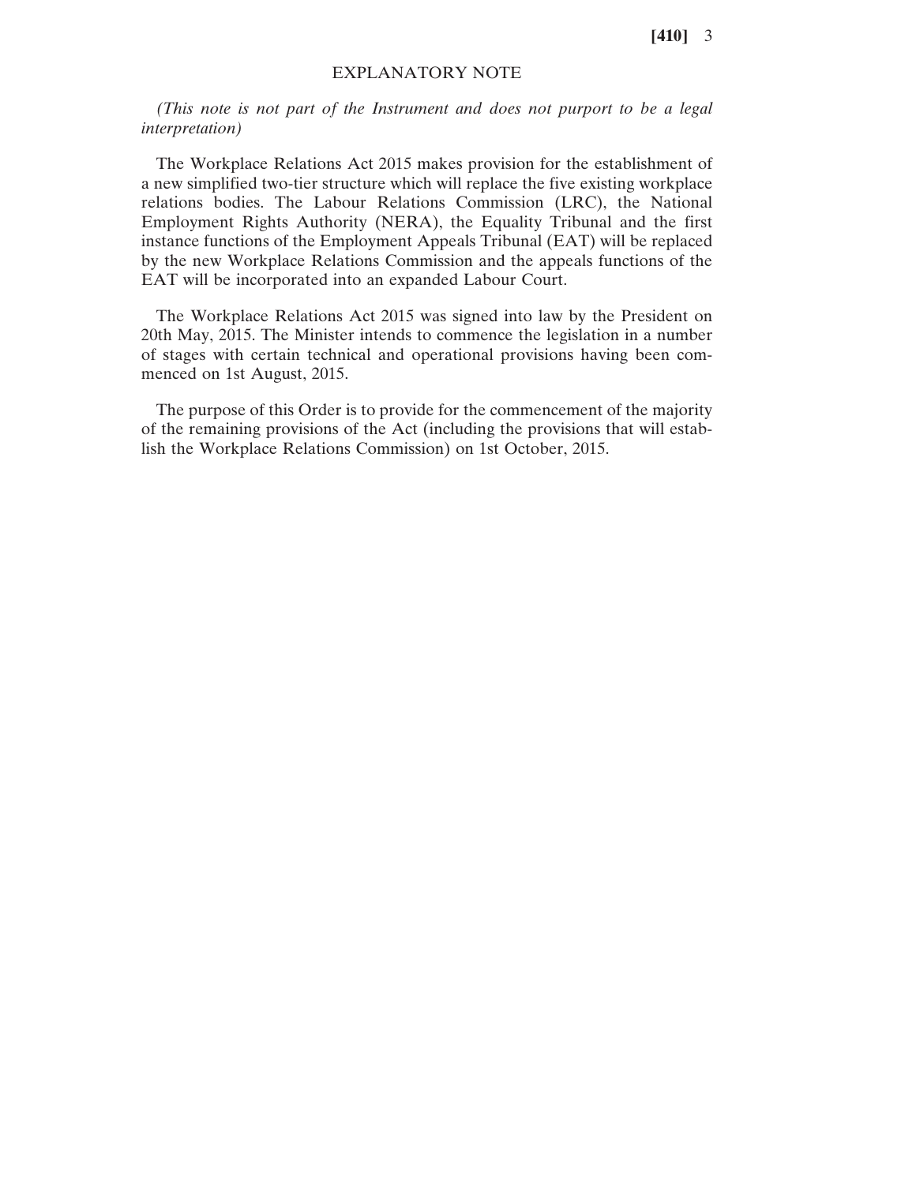## EXPLANATORY NOTE

*(This note is not part of the Instrument and does not purport to be a legal interpretation)*

The Workplace Relations Act 2015 makes provision for the establishment of a new simplified two-tier structure which will replace the five existing workplace relations bodies. The Labour Relations Commission (LRC), the National Employment Rights Authority (NERA), the Equality Tribunal and the first instance functions of the Employment Appeals Tribunal (EAT) will be replaced by the new Workplace Relations Commission and the appeals functions of the EAT will be incorporated into an expanded Labour Court.

The Workplace Relations Act 2015 was signed into law by the President on 20th May, 2015. The Minister intends to commence the legislation in a number of stages with certain technical and operational provisions having been commenced on 1st August, 2015.

The purpose of this Order is to provide for the commencement of the majority of the remaining provisions of the Act (including the provisions that will establish the Workplace Relations Commission) on 1st October, 2015.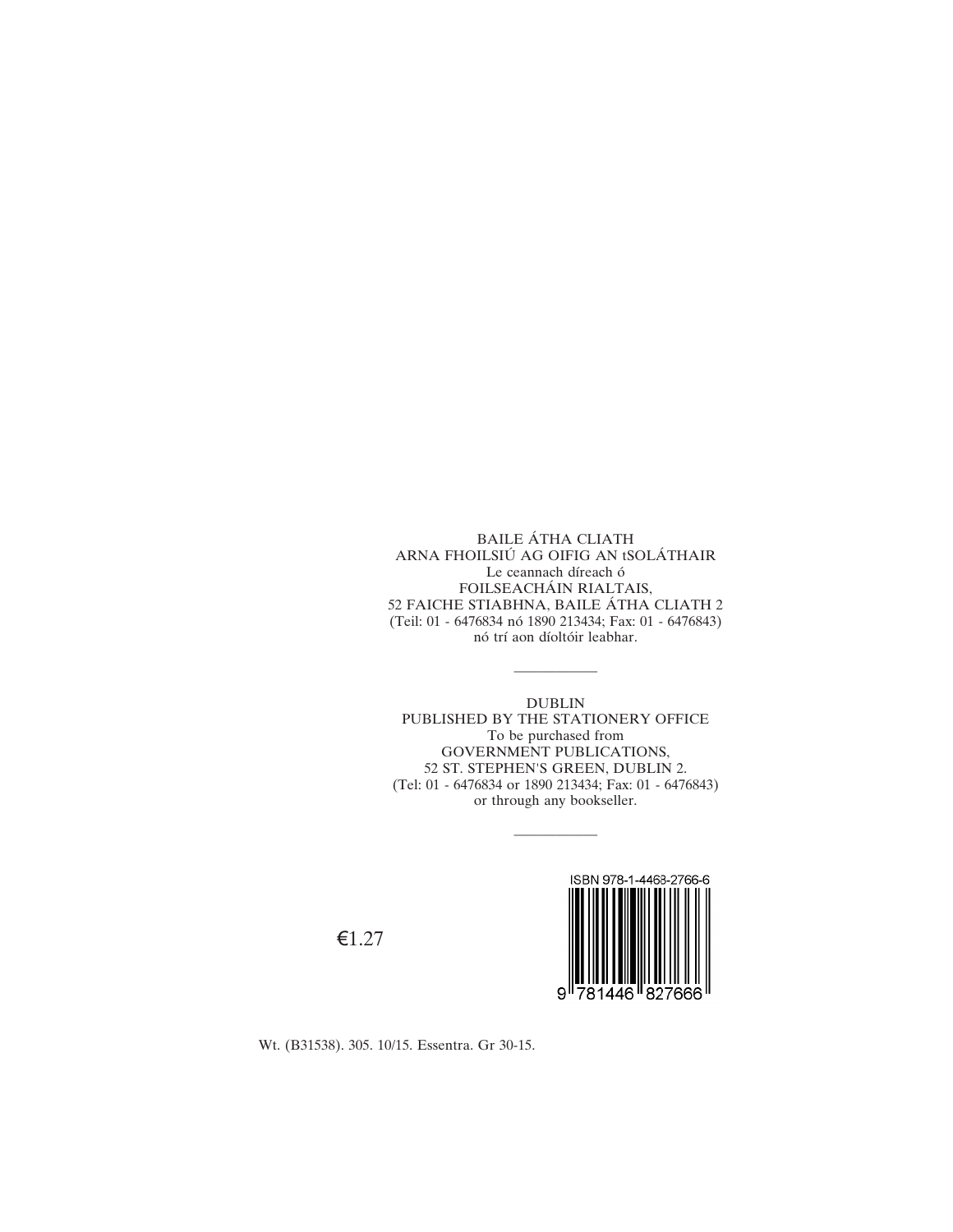BAILE ÁTHA CLIATH
ARNA FHOILSIÚ AG OIFIG AN tSOLÁTHAIR
Le ceannach díreach ó
FOILSEACHÁIN RIALTAIS,
52 FAICHE STIABHNA, BAILE ÁTHA CLIATH 2
(Teil: 01 - 6476834 nó 1890 213434; Fax: 01 - 6476843)
nó trí aon díoltóir leabhar.

---

DUBLIN
PUBLISHED BY THE STATIONERY OFFICE
To be purchased from
GOVERNMENT PUBLICATIONS,
52 ST. STEPHEN'S GREEN, DUBLIN 2.
(Tel: 01 - 6476834 or 1890 213434; Fax: 01 - 6476843)
or through any bookseller.

---

ISBN 978-1-4468-2766-6

€1.27

9 781446 827666

Wt. (B31538). 305. 10/15. Essentra. Gr 30-15.